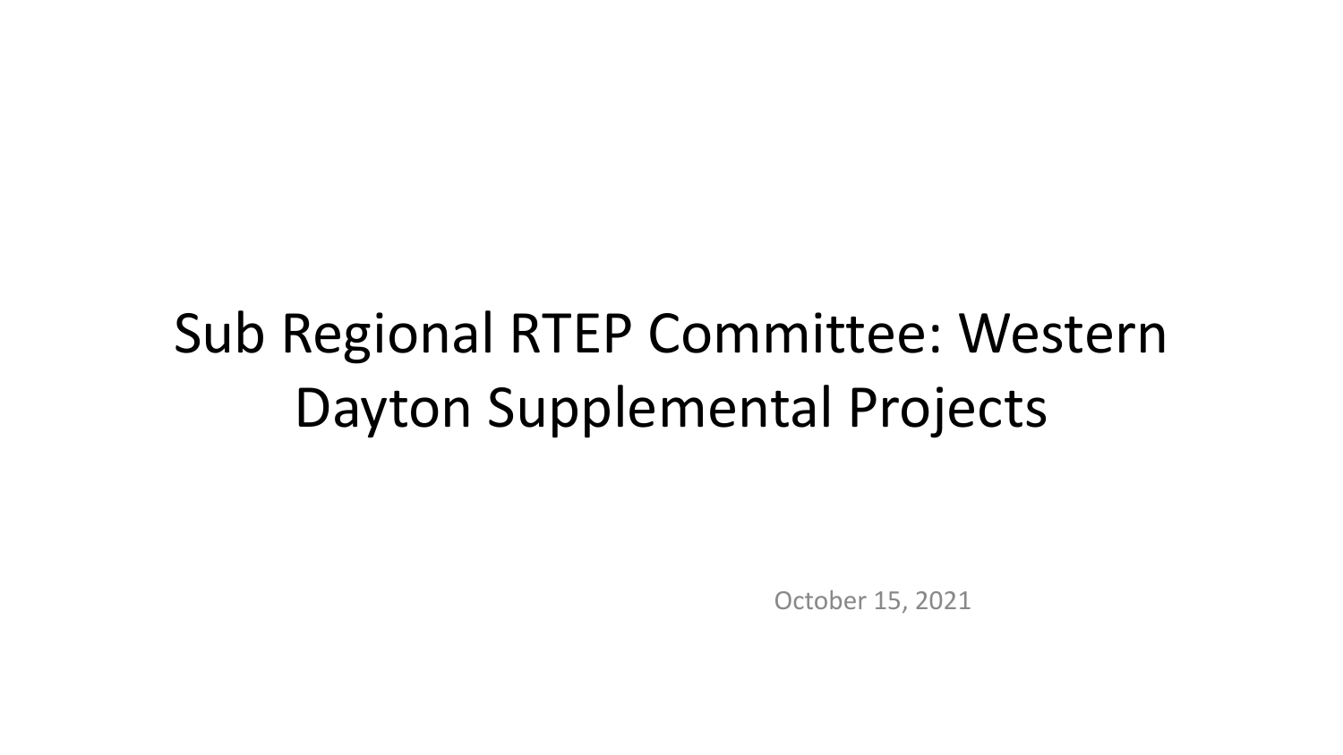# Sub Regional RTEP Committee: Western Dayton Supplemental Projects

October 15, 2021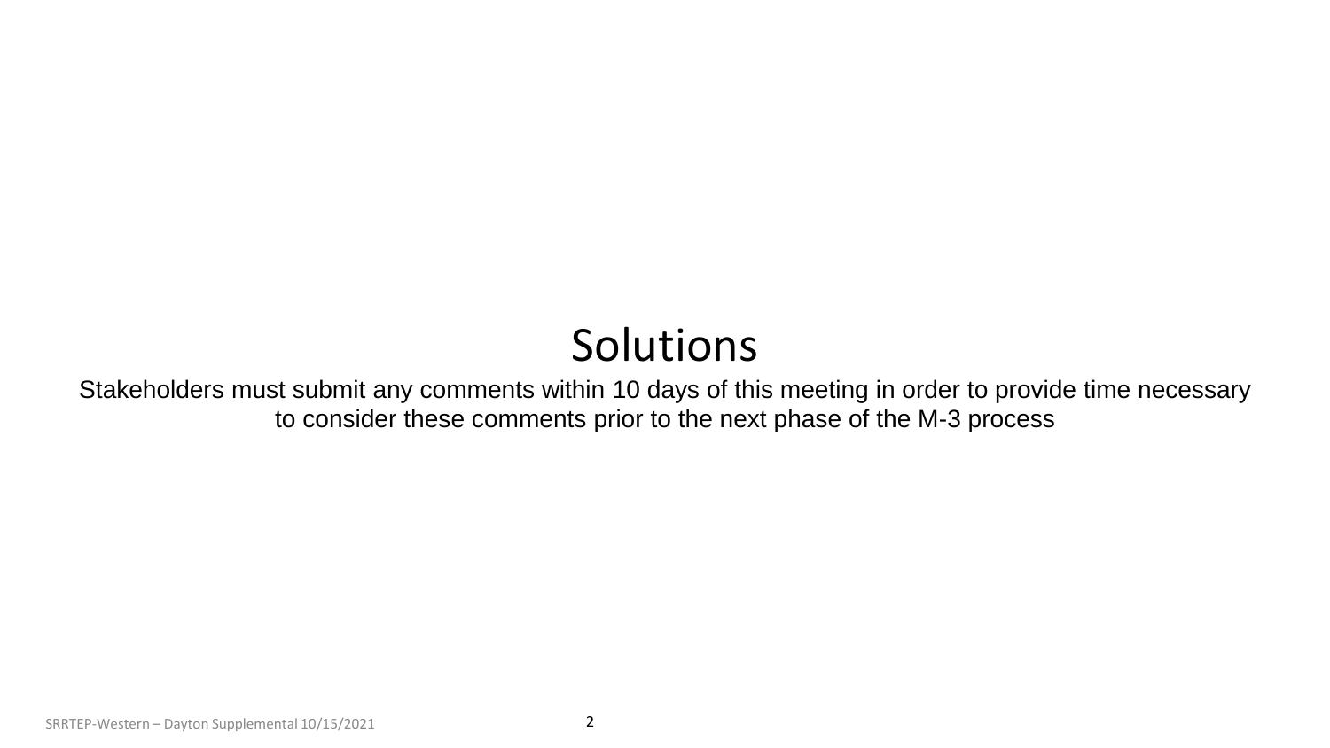# Solutions

Stakeholders must submit any comments within 10 days of this meeting in order to provide time necessary to consider these comments prior to the next phase of the M-3 process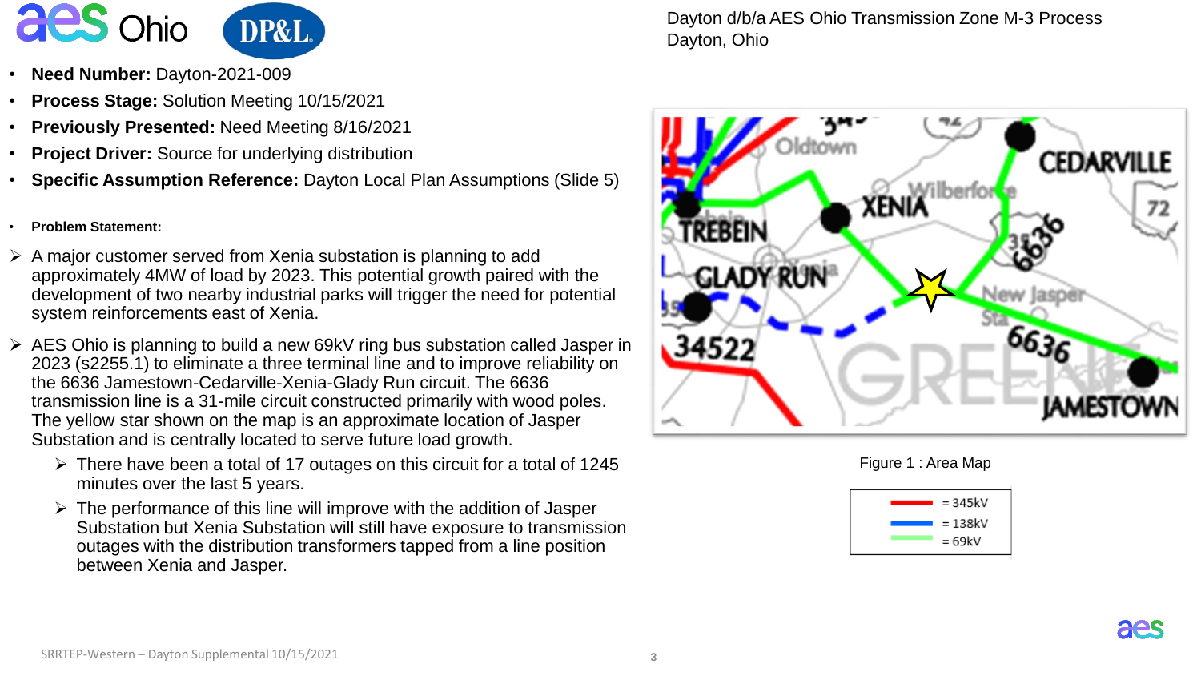Dayton d/b/a AES Ohio Transmission Zone M-3 Process
Dayton, Ohio

- **Need Number:** Dayton-2021-009
- **Process Stage:** Solution Meeting 10/15/2021
- **Previously Presented:** Need Meeting 8/16/2021
- **Project Driver:** Source for underlying distribution
- **Specific Assumption Reference:** Dayton Local Plan Assumptions (Slide 5)

- **Problem Statement:**

- A major customer served from Xenia substation is planning to add approximately 4MW of load by 2023. This potential growth paired with the development of two nearby industrial parks will trigger the need for potential system reinforcements east of Xenia.
- AES Ohio is planning to build a new 69kV ring bus substation called Jasper in 2023 (s2255.1) to eliminate a three terminal line and to improve reliability on the 6636 Jamestown-Cedarville-Xenia-Glady Run circuit. The 6636 transmission line is a 31-mile circuit constructed primarily with wood poles. The yellow star shown on the map is an approximate location of Jasper Substation and is centrally located to serve future load growth.
  - There have been a total of 17 outages on this circuit for a total of 1245 minutes over the last 5 years.
  - The performance of this line will improve with the addition of Jasper Substation but Xenia Substation will still have exposure to transmission outages with the distribution transformers tapped from a line position between Xenia and Jasper.

Figure 1 : Area Map

= 345kV
= 138kV
= 69kV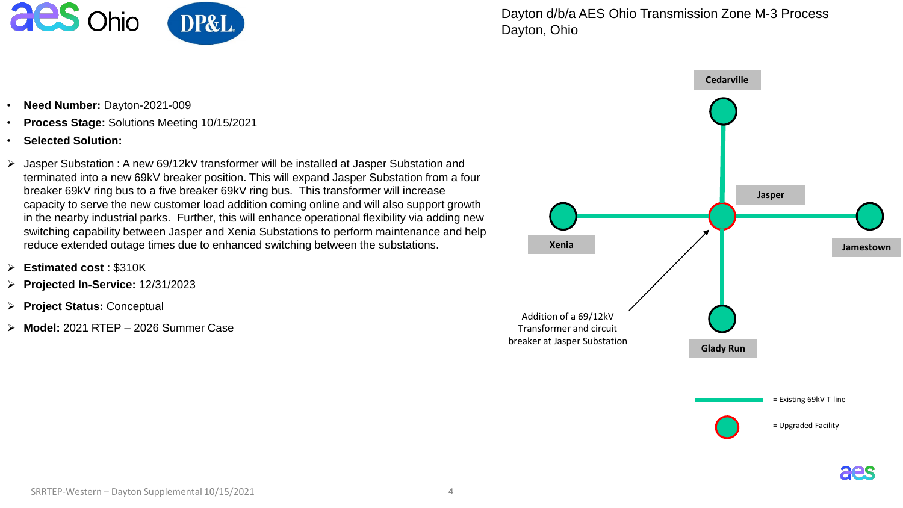# Dayton d/b/a AES Ohio Transmission Zone M-3 Process
Dayton, Ohio

- **Need Number:** Dayton-2021-009
- **Process Stage:** Solutions Meeting 10/15/2021
- **Selected Solution:**

- Jasper Substation : A new 69/12kV transformer will be installed at Jasper Substation and terminated into a new 69kV breaker position. This will expand Jasper Substation from a four breaker 69kV ring bus to a five breaker 69kV ring bus. This transformer will increase capacity to serve the new customer load addition coming online and will also support growth in the nearby industrial parks. Further, this will enhance operational flexibility via adding new switching capability between Jasper and Xenia Substations to perform maintenance and help reduce extended outage times due to enhanced switching between the substations.
- **Estimated cost** : $310K
- **Projected In-Service:** 12/31/2023
- **Project Status:** Conceptual
- **Model:** 2021 RTEP – 2026 Summer Case

Cedarville

Jasper

Xenia

Jamestown

Glady Run

Addition of a 69/12kV Transformer and circuit breaker at Jasper Substation

= Existing 69kV T-line

= Upgraded Facility

SRRTEP-Western – Dayton Supplemental 10/15/2021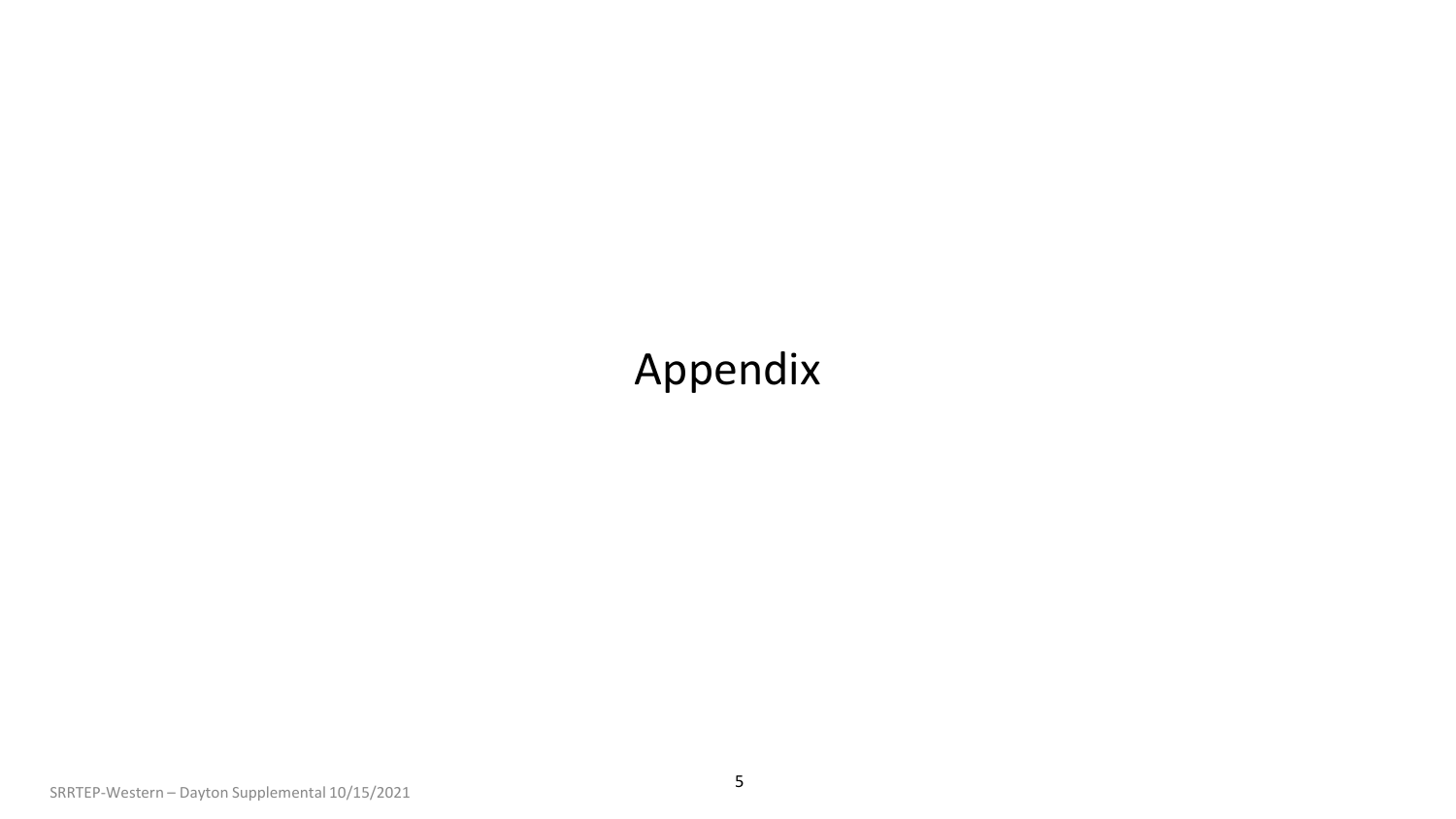# Appendix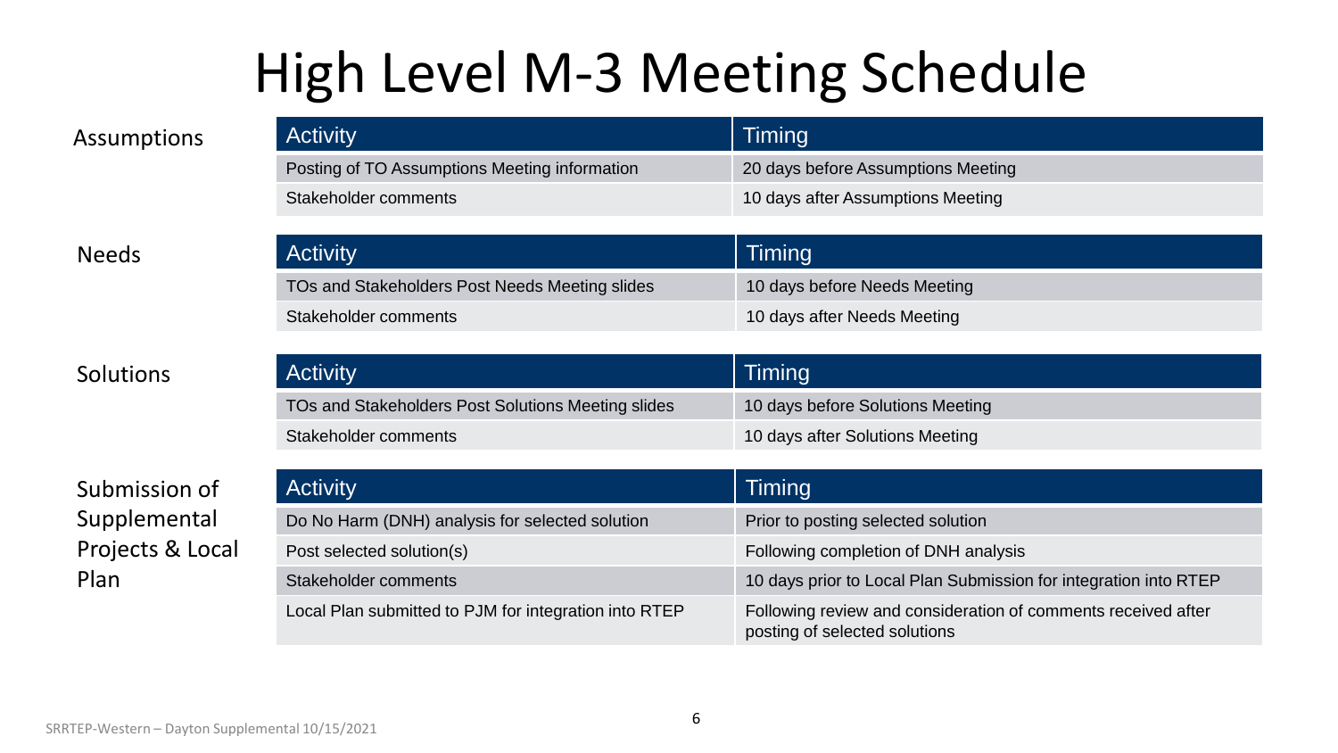# High Level M-3 Meeting Schedule

## Assumptions

| Activity | Timing |
| --- | --- |
| Posting of TO Assumptions Meeting information | 20 days before Assumptions Meeting |
| Stakeholder comments | 10 days after Assumptions Meeting |

## Needs

| Activity | Timing |
| --- | --- |
| TOs and Stakeholders Post Needs Meeting slides | 10 days before Needs Meeting |
| Stakeholder comments | 10 days after Needs Meeting |

## Solutions

| Activity | Timing |
| --- | --- |
| TOs and Stakeholders Post Solutions Meeting slides | 10 days before Solutions Meeting |
| Stakeholder comments | 10 days after Solutions Meeting |

## Submission of Supplemental Projects & Local Plan

| Activity | Timing |
| --- | --- |
| Do No Harm (DNH) analysis for selected solution | Prior to posting selected solution |
| Post selected solution(s) | Following completion of DNH analysis |
| Stakeholder comments | 10 days prior to Local Plan Submission for integration into RTEP |
| Local Plan submitted to PJM for integration into RTEP | Following review and consideration of comments received after posting of selected solutions |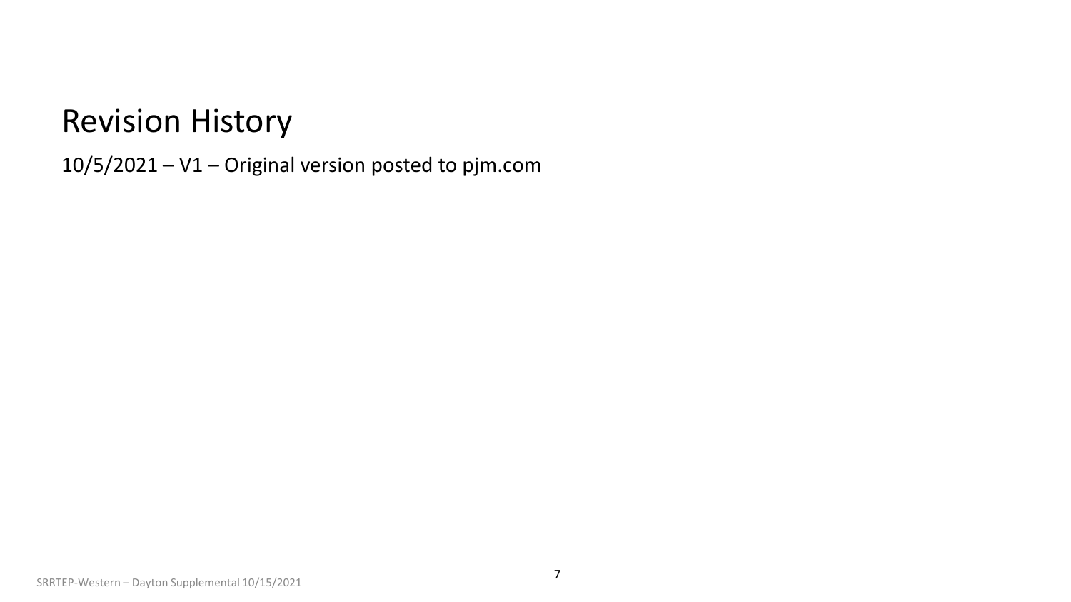# Revision History

10/5/2021 – V1 – Original version posted to pjm.com